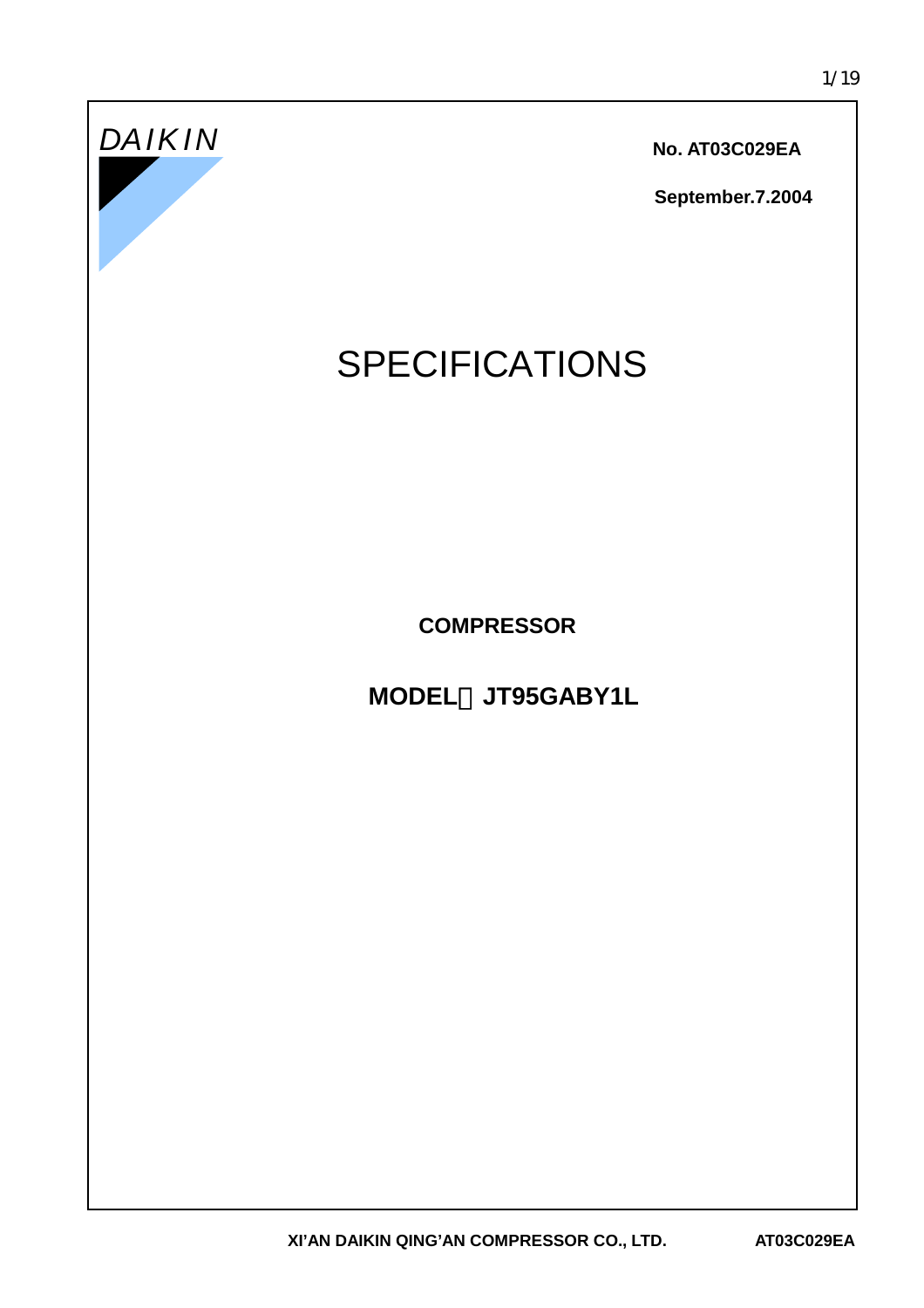DAIKIN

**No. AT03C029EA**

**September.7.2004**

# SPECIFICATIONS

**COMPRESSOR**

**MODEL：JT95GABY1L**

**XI'AN DAIKIN QING'AN COMPRESSOR CO., LTD.**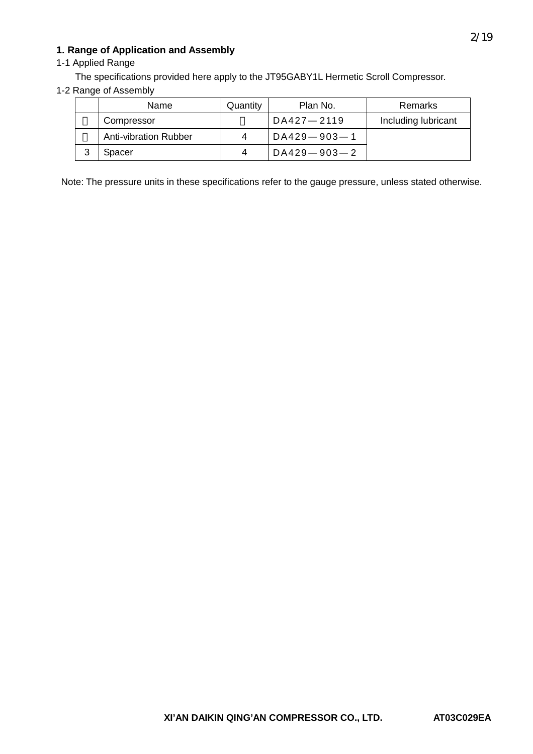## 1. Range of Application and Assembly

1-1 Applied Range

The specifications provided here apply to the JT95GABY1L Hermetic Scroll Compressor.

1-2 Range of Assembly

| | Name | Quantity | Plan No. | Remarks |
|---|---|---|---|---|
| 1 | Compressor | 1 | DA427—2119 | Including lubricant |
| 2 | Anti-vibration Rubber | 4 | DA429—903—1 | |
| 3 | Spacer | 4 | DA429—903—2 | |

Note: The pressure units in these specifications refer to the gauge pressure, unless stated otherwise.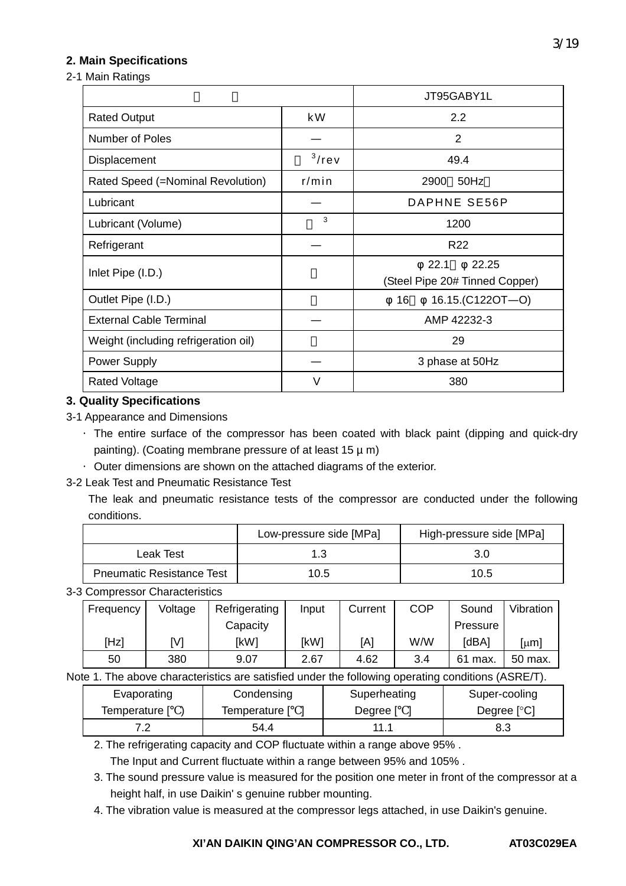## 2. Main Specifications

2-1 Main Ratings

| | | JT95GABY1L |
|---|---|---|
| Rated Output | kW | 2.2 |
| Number of Poles | — | 2 |
| Displacement | $^3$/rev | 49.4 |
| Rated Speed (=Nominal Revolution) | r/min | 2900（50Hz） |
| Lubricant | — | DAPHNE SE56P |
| Lubricant (Volume) | $^3$ | 1200 |
| Refrigerant | — | R22 |
| Inlet Pipe (I.D.) | | φ 22.1～φ 22.25<br>(Steel Pipe 20# Tinned Copper) |
| Outlet Pipe (I.D.) | | φ 16～φ 16.15.(C122OT—O) |
| External Cable Terminal | — | AMP 42232-3 |
| Weight (including refrigeration oil) | | 29 |
| Power Supply | — | 3 phase at 50Hz |
| Rated Voltage | V | 380 |

## 3. Quality Specifications

3-1 Appearance and Dimensions

- The entire surface of the compressor has been coated with black paint (dipping and quick-dry painting). (Coating membrane pressure of at least 15 μ m)
- Outer dimensions are shown on the attached diagrams of the exterior.

3-2 Leak Test and Pneumatic Resistance Test

The leak and pneumatic resistance tests of the compressor are conducted under the following conditions.

| | Low-pressure side [MPa] | High-pressure side [MPa] |
|---|---|---|
| Leak Test | 1.3 | 3.0 |
| Pneumatic Resistance Test | 10.5 | 10.5 |

3-3 Compressor Characteristics

| Frequency [Hz] | Voltage [V] | Refrigerating Capacity [kW] | Input [kW] | Current [A] | COP W/W | Sound Pressure [dBA] | Vibration [μm] |
|---|---|---|---|---|---|---|---|
| 50 | 380 | 9.07 | 2.67 | 4.62 | 3.4 | 61 max. | 50 max. |

Note 1. The above characteristics are satisfied under the following operating conditions (ASRE/T).

| Evaporating Temperature [℃] | Condensing Temperature [℃] | Superheating Degree [℃] | Super-cooling Degree [°C] |
|---|---|---|---|
| 7.2 | 54.4 | 11.1 | 8.3 |

2. The refrigerating capacity and COP fluctuate within a range above 95% .
   The Input and Current fluctuate within a range between 95% and 105% .
3. The sound pressure value is measured for the position one meter in front of the compressor at a height half, in use Daikin' s genuine rubber mounting.
4. The vibration value is measured at the compressor legs attached, in use Daikin's genuine.

XI’AN DAIKIN QING’AN COMPRESSOR CO., LTD. AT03C029EA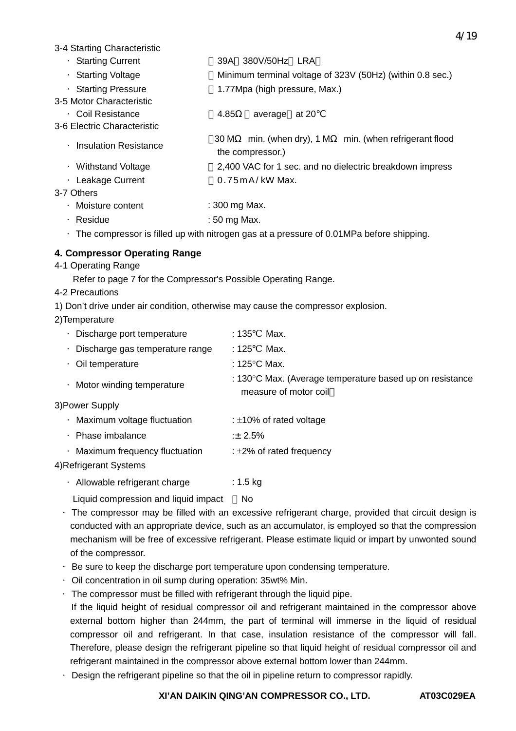3-4 Starting Characteristic

- Starting Current ：39A（380V/50Hz，LRA）
- Starting Voltage ：Minimum terminal voltage of 323V (50Hz) (within 0.8 sec.)
- Starting Pressure ：1.77Mpa (high pressure, Max.)

3-5 Motor Characteristic

- Coil Resistance ：4.85Ω（average）at 20℃

3-6 Electric Characteristic

- Insulation Resistance ：30 MΩ min. (when dry), 1 MΩ min. (when refrigerant flood the compressor.)
- Withstand Voltage ：2,400 VAC for 1 sec. and no dielectric breakdown impress
- Leakage Current ：0.75mA/kW Max.

3-7 Others

- Moisture content : 300 mg Max.
- Residue : 50 mg Max.
- The compressor is filled up with nitrogen gas at a pressure of 0.01MPa before shipping.

**4. Compressor Operating Range**

4-1 Operating Range

Refer to page 7 for the Compressor's Possible Operating Range.

4-2 Precautions

1) Don't drive under air condition, otherwise may cause the compressor explosion.

2)Temperature

- Discharge port temperature : 135℃ Max.
- Discharge gas temperature range : 125℃ Max.
- Oil temperature : 125°C Max.
- Motor winding temperature : 130°C Max. (Average temperature based up on resistance measure of motor coil）

3)Power Supply

- Maximum voltage fluctuation : ±10% of rated voltage
- Phase imbalance :± 2.5%
- Maximum frequency fluctuation : ±2% of rated frequency

4)Refrigerant Systems

- Allowable refrigerant charge : 1.5 kg

Liquid compression and liquid impact ：No

- The compressor may be filled with an excessive refrigerant charge, provided that circuit design is conducted with an appropriate device, such as an accumulator, is employed so that the compression mechanism will be free of excessive refrigerant. Please estimate liquid or impart by unwonted sound of the compressor.
- Be sure to keep the discharge port temperature upon condensing temperature.
- Oil concentration in oil sump during operation: 35wt% Min.
- The compressor must be filled with refrigerant through the liquid pipe.

  If the liquid height of residual compressor oil and refrigerant maintained in the compressor above external bottom higher than 244mm, the part of terminal will immerse in the liquid of residual compressor oil and refrigerant. In that case, insulation resistance of the compressor will fall. Therefore, please design the refrigerant pipeline so that liquid height of residual compressor oil and refrigerant maintained in the compressor above external bottom lower than 244mm.
- Design the refrigerant pipeline so that the oil in pipeline return to compressor rapidly.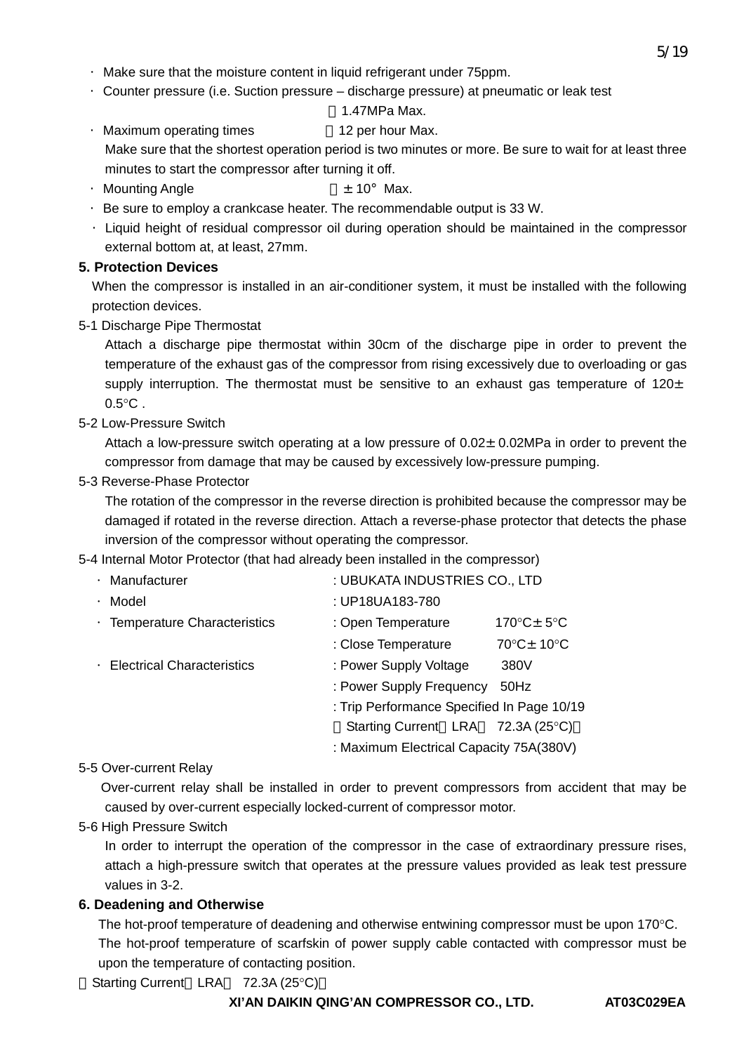- Make sure that the moisture content in liquid refrigerant under 75ppm.
- Counter pressure (i.e. Suction pressure – discharge pressure) at pneumatic or leak test

  ：1.47MPa Max.
- Maximum operating times ：12 per hour Max.

  Make sure that the shortest operation period is two minutes or more. Be sure to wait for at least three minutes to start the compressor after turning it off.
- Mounting Angle ：±10° Max.
- Be sure to employ a crankcase heater. The recommendable output is 33 W.
- Liquid height of residual compressor oil during operation should be maintained in the compressor external bottom at, at least, 27mm.

## 5. Protection Devices

When the compressor is installed in an air-conditioner system, it must be installed with the following protection devices.

### 5-1 Discharge Pipe Thermostat

Attach a discharge pipe thermostat within 30cm of the discharge pipe in order to prevent the temperature of the exhaust gas of the compressor from rising excessively due to overloading or gas supply interruption. The thermostat must be sensitive to an exhaust gas temperature of 120±0.5°C .

### 5-2 Low-Pressure Switch

Attach a low-pressure switch operating at a low pressure of 0.02±0.02MPa in order to prevent the compressor from damage that may be caused by excessively low-pressure pumping.

### 5-3 Reverse-Phase Protector

The rotation of the compressor in the reverse direction is prohibited because the compressor may be damaged if rotated in the reverse direction. Attach a reverse-phase protector that detects the phase inversion of the compressor without operating the compressor.

### 5-4 Internal Motor Protector (that had already been installed in the compressor)

- Manufacturer : UBUKATA INDUSTRIES CO., LTD
- Model : UP18UA183-780
- Temperature Characteristics : Open Temperature 170°C±5°C

  : Close Temperature 70°C±10°C
- Electrical Characteristics : Power Supply Voltage 380V

  : Power Supply Frequency 50Hz

  : Trip Performance Specified In Page 10/19

  （Starting Current（LRA） 72.3A (25°C)）

  : Maximum Electrical Capacity 75A(380V)

### 5-5 Over-current Relay

Over-current relay shall be installed in order to prevent compressors from accident that may be caused by over-current especially locked-current of compressor motor.

### 5-6 High Pressure Switch

In order to interrupt the operation of the compressor in the case of extraordinary pressure rises, attach a high-pressure switch that operates at the pressure values provided as leak test pressure values in 3-2.

## 6. Deadening and Otherwise

The hot-proof temperature of deadening and otherwise entwining compressor must be upon 170°C.
The hot-proof temperature of scarfskin of power supply cable contacted with compressor must be upon the temperature of contacting position.

（Starting Current（LRA） 72.3A (25°C)）

XI'AN DAIKIN QING'AN COMPRESSOR CO., LTD. AT03C029EA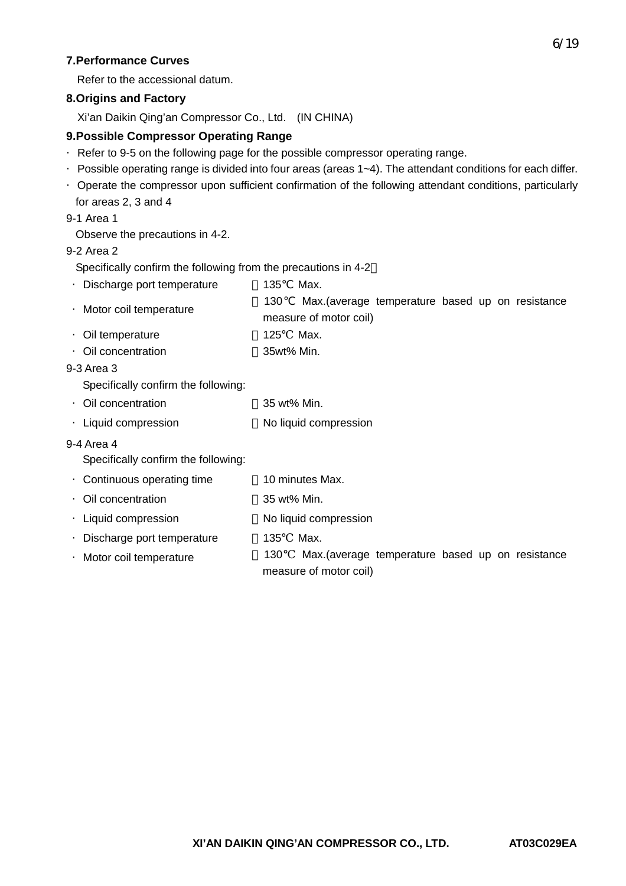## 7.Performance Curves

Refer to the accessional datum.

## 8.Origins and Factory

Xi'an Daikin Qing'an Compressor Co., Ltd.　(IN CHINA)

## 9.Possible Compressor Operating Range

- Refer to 9-5 on the following page for the possible compressor operating range.
- Possible operating range is divided into four areas (areas 1~4). The attendant conditions for each differ.
- Operate the compressor upon sufficient confirmation of the following attendant conditions, particularly for areas 2, 3 and 4

9-1 Area 1

Observe the precautions in 4-2.

9-2 Area 2

Specifically confirm the following from the precautions in 4-2：

- Discharge port temperature　：135℃ Max.
- Motor coil temperature　：130℃ Max.(average temperature based up on resistance measure of motor coil)
- Oil temperature　：125℃ Max.
- Oil concentration　：35wt% Min.

9-3 Area 3

Specifically confirm the following:

- Oil concentration　：35 wt% Min.
- Liquid compression　：No liquid compression

9-4 Area 4

Specifically confirm the following:

- Continuous operating time　：10 minutes Max.
- Oil concentration　：35 wt% Min.
- Liquid compression　：No liquid compression
- Discharge port temperature　：135℃ Max.
- Motor coil temperature　：130℃ Max.(average temperature based up on resistance measure of motor coil)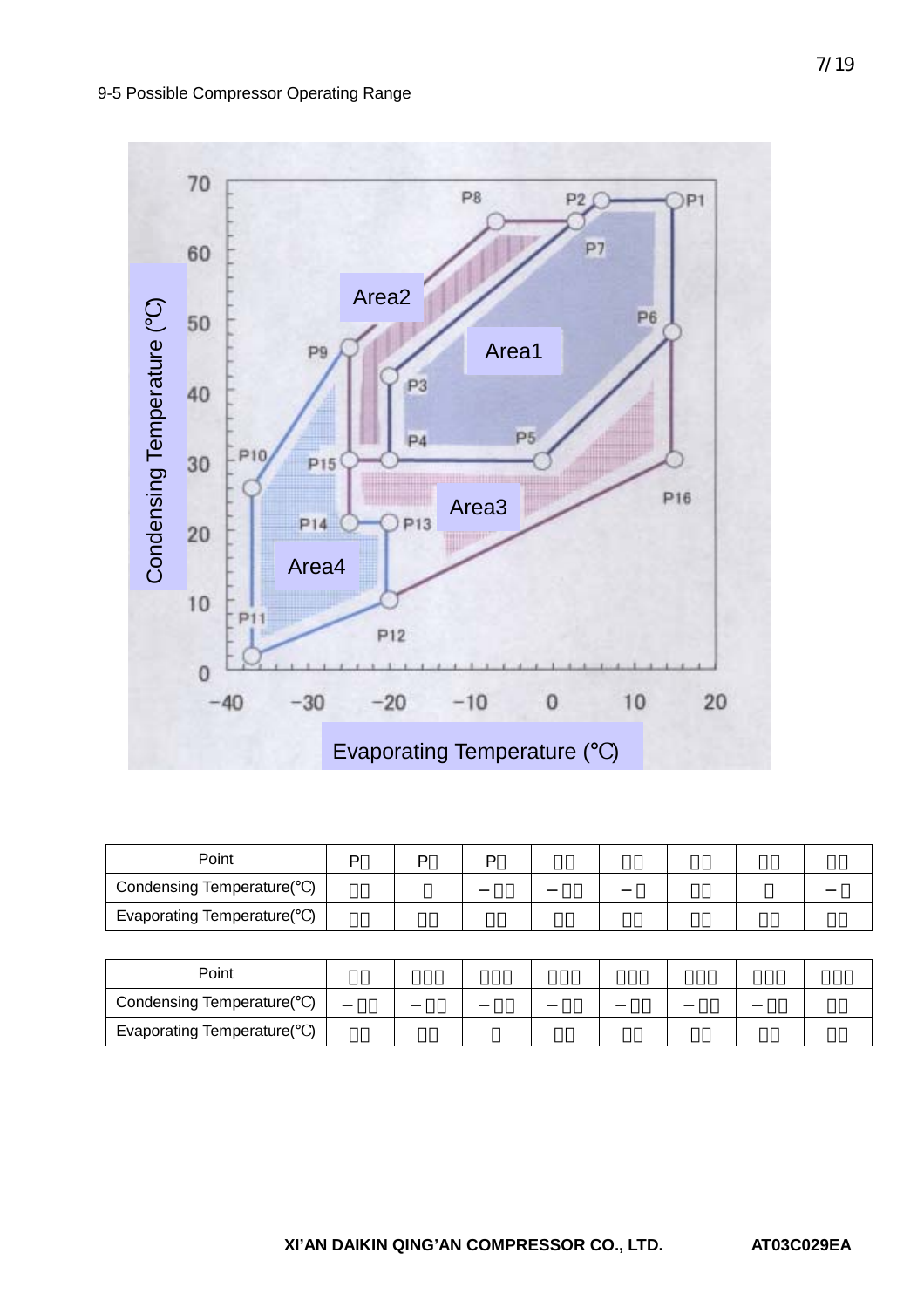9-5 Possible Compressor Operating Range

| Point | P□ | P□ | P□ | □□ | □□ | □□ | □□ | □□ |
|---|---|---|---|---|---|---|---|---|
| Condensing Temperature(℃) | □□ | □ | −□□ | −□□ | −□ | □□ | □ | −□ |
| Evaporating Temperature(℃) | □□ | □□ | □□ | □□ | □□ | □□ | □□ | □□ |

| Point | □□ | □□□ | □□□ | □□□ | □□□ | □□□ | □□□ | □□□ |
|---|---|---|---|---|---|---|---|---|
| Condensing Temperature(℃) | −□□ | −□□ | −□□ | −□□ | −□□ | −□□ | −□□ | □□ |
| Evaporating Temperature(℃) | □□ | □□ | □ | □□ | □□ | □□ | □□ | □□ |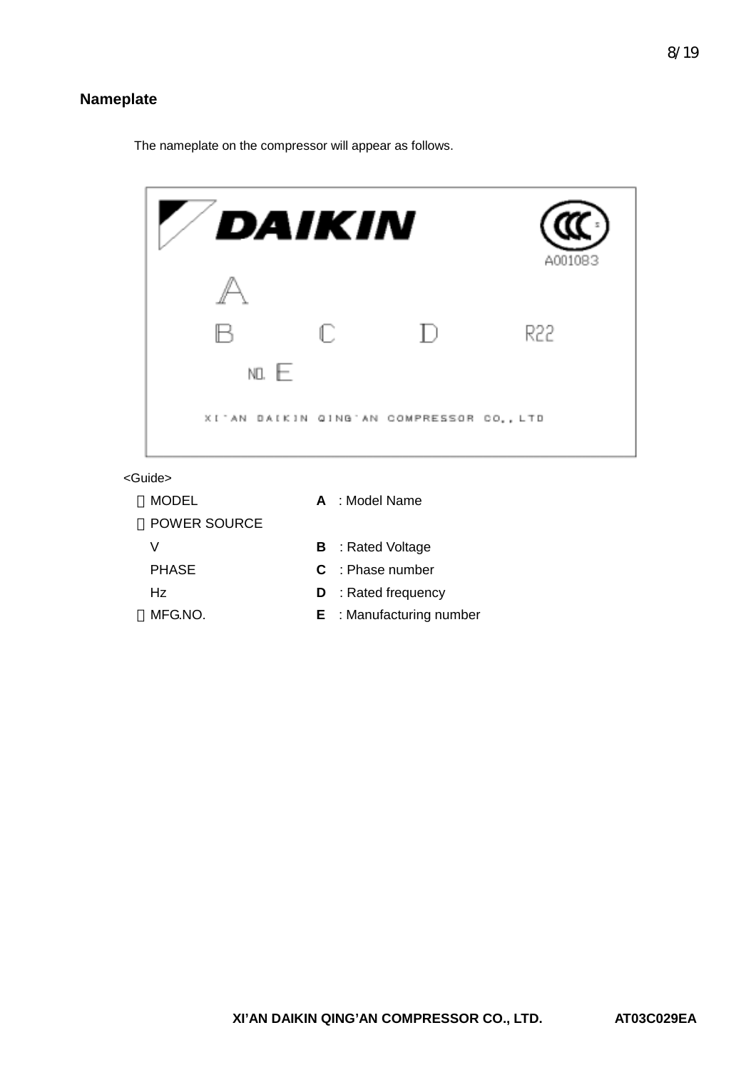## Nameplate

The nameplate on the compressor will appear as follows.

DAIKIN

A001083

A

B C D R22

NO. E

XI'AN DAIKIN QING'AN COMPRESSOR CO., LTD

<Guide>

| | | |
|---|---|---|
| ・MODEL | **A** | : Model Name |
| ・POWER SOURCE | | |
| V | **B** | : Rated Voltage |
| PHASE | **C** | : Phase number |
| Hz | **D** | : Rated frequency |
| ・MFG.NO. | **E** | : Manufacturing number |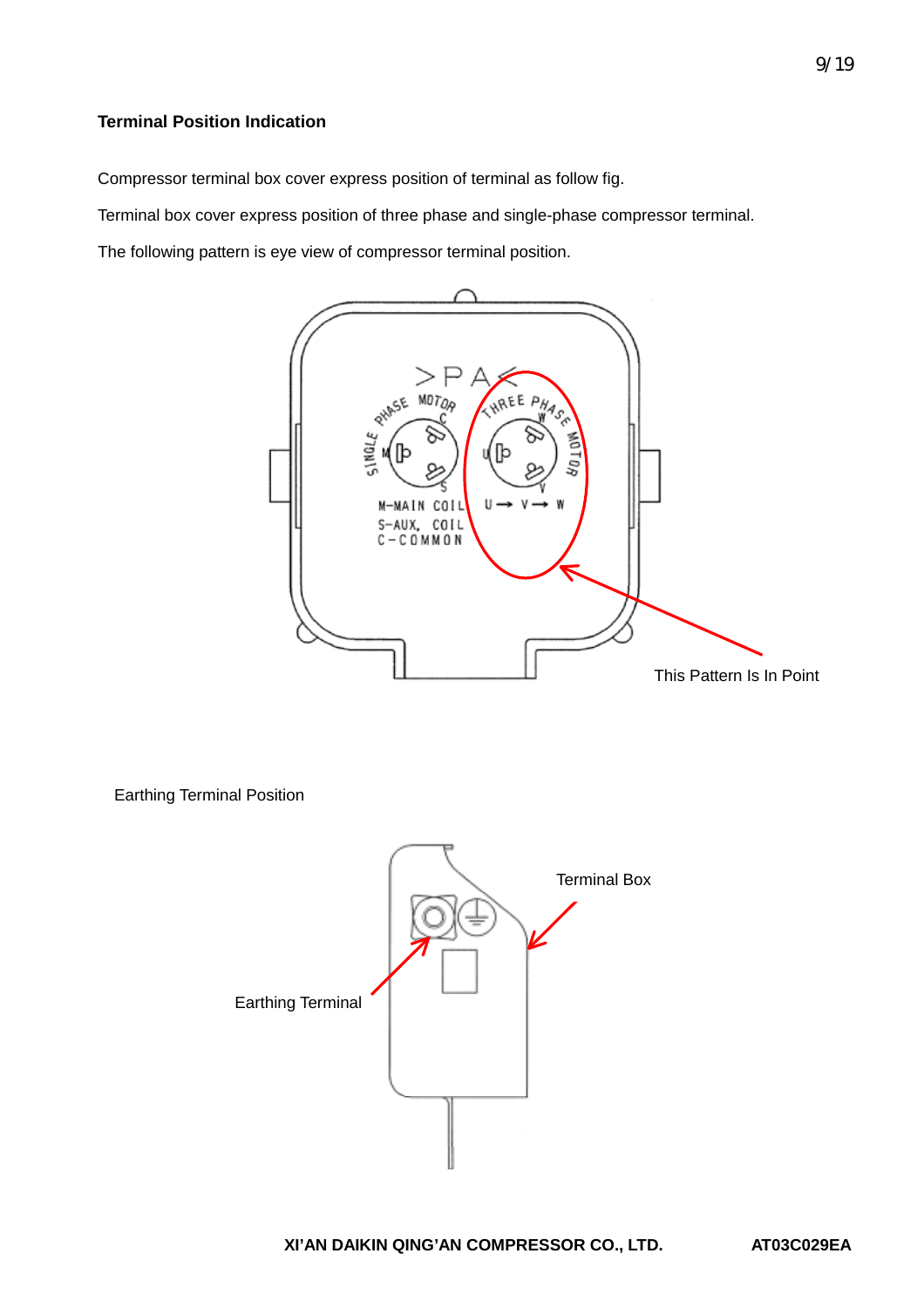### Terminal Position Indication

Compressor terminal box cover express position of terminal as follow fig.

Terminal box cover express position of three phase and single-phase compressor terminal.

The following pattern is eye view of compressor terminal position.

>PA<

SINGLE PHASE MOTOR

M-MAIN COIL
S-AUX. COIL
C-COMMON

THREE PHASE MOTOR

U → V → W

This Pattern Is In Point

Earthing Terminal Position

Terminal Box

Earthing Terminal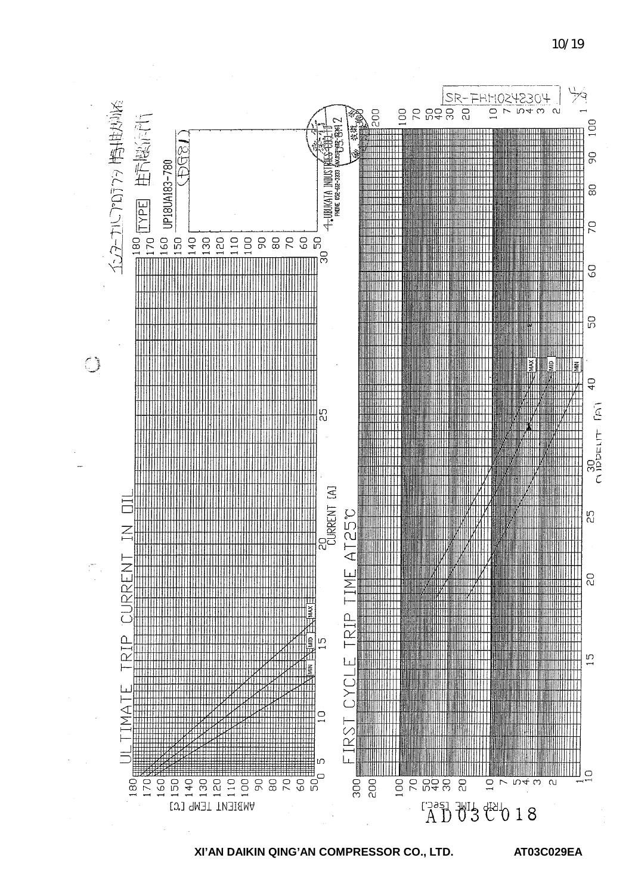インターナルプロテクター特性グラフ

圧縮機部門

TYPE UP18UA183-780

(中G81)

UBUKATA INDUSTRIES CO.,LTD.
PHONE 052-412-3333 FAX 052-412-3336

SR-THM0248304

## ULTIMATE TRIP CURRENT IN OIL

AMBIENT TEMP [℃]: 180, 170, 160, 150, 140, 130, 120, 110, 100, 90, 80, 70, 60, 50

CURRENT [A]: 0, 5, 10, 15, 20, 25, 30

MAX, MID, MIN

## FIRST CYCLE TRIP TIME AT25℃

TRIP TIME [sec.]: 1, 2, 3, 4, 5, 7, 10, 20, 30, 40, 50, 70, 100, 200, 300

CURRENT [A]: 10, 15, 20, 25, 30, 40, 50, 60, 70, 80, 90, 100

MAX, MID, MIN

AD03C018

XI'AN DAIKIN QING'AN COMPRESSOR CO., LTD. AT03C029EA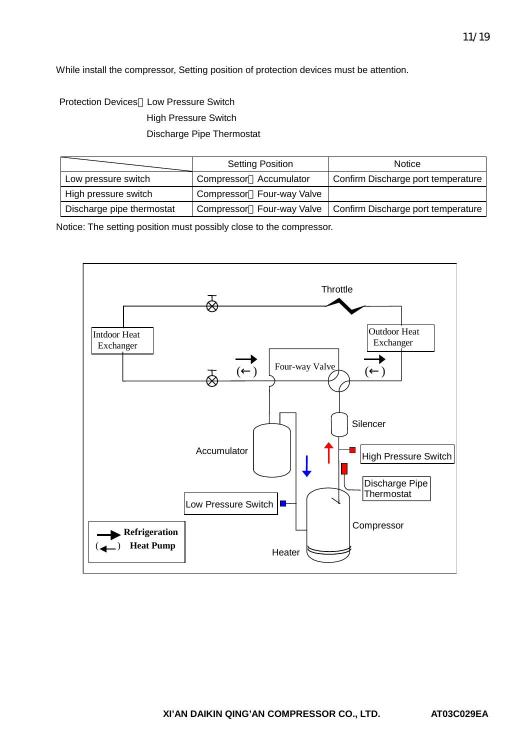While install the compressor, Setting position of protection devices must be attention.

Protection Devices：Low Pressure Switch
High Pressure Switch
Discharge Pipe Thermostat

| | Setting Position | Notice |
|---|---|---|
| Low pressure switch | Compressor～Accumulator | Confirm Discharge port temperature |
| High pressure switch | Compressor～Four-way Valve | |
| Discharge pipe thermostat | Compressor～Four-way Valve | Confirm Discharge port temperature |

Notice: The setting position must possibly close to the compressor.

Throttle

Intdoor Heat Exchanger

Outdoor Heat Exchanger

(←)

Four-way Valve

(←)

Silencer

Accumulator

High Pressure Switch

Discharge Pipe Thermostat

Low Pressure Switch

Compressor

**Refrigeration**

(←) **Heat Pump**

Heater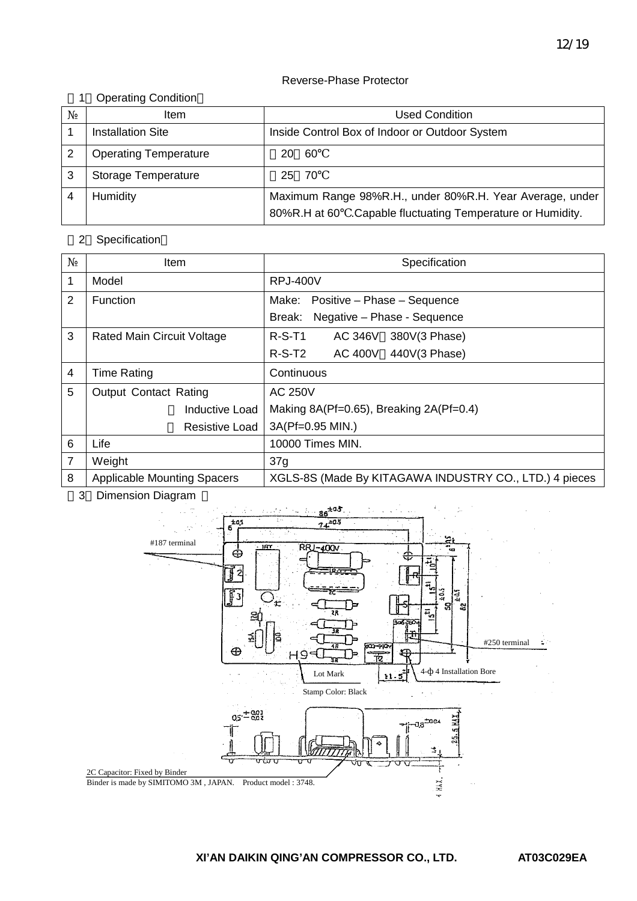Reverse-Phase Protector

（1）Operating Condition：

| № | Item | Used Condition |
|---|---|---|
| 1 | Installation Site | Inside Control Box of Indoor or Outdoor System |
| 2 | Operating Temperature | －20～60℃ |
| 3 | Storage Temperature | －25～70℃ |
| 4 | Humidity | Maximum Range 98%R.H., under 80%R.H. Year Average, under 80%R.H at 60℃.Capable fluctuating Temperature or Humidity. |

（2）Specification：

| № | Item | Specification |
|---|---|---|
| 1 | Model | RPJ-400V |
| 2 | Function | Make: Positive – Phase – Sequence<br>Break: Negative – Phase - Sequence |
| 3 | Rated Main Circuit Voltage | R-S-T1 AC 346V～380V(3 Phase)<br>R-S-T2 AC 400V～440V(3 Phase) |
| 4 | Time Rating | Continuous |
| 5 | Output Contact Rating<br>・Inductive Load<br>・Resistive Load | AC 250V<br>Making 8A(Pf=0.65), Breaking 2A(Pf=0.4)<br>3A(Pf=0.95 MIN.) |
| 6 | Life | 10000 Times MIN. |
| 7 | Weight | 37g |
| 8 | Applicable Mounting Spacers | XGLS-8S (Made By KITAGAWA INDUSTRY CO., LTD.) 4 pieces |

（3）Dimension Diagram ：

#187 terminal

#250 terminal

Lot Mark

4-ф4 Installation Bore

Stamp Color: Black

2C Capacitor: Fixed by Binder

Binder is made by SIMITOMO 3M , JAPAN. Product model : 3748.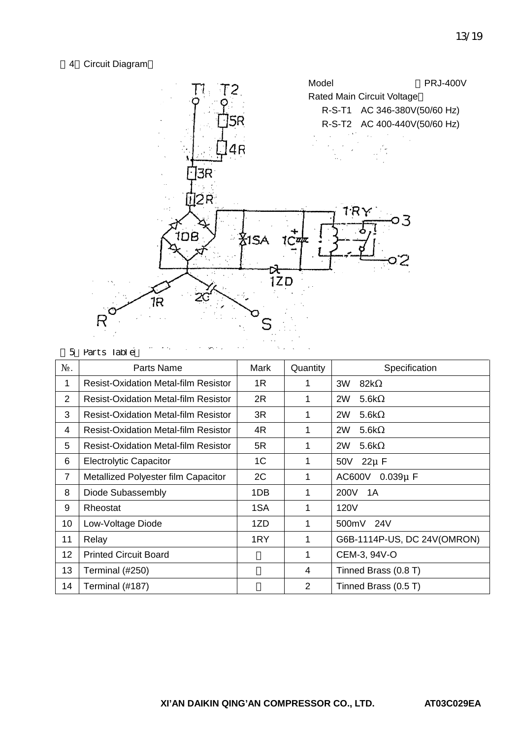（4）Circuit Diagram：

Model　　　　　　：PRJ-400V

Rated Main Circuit Voltage：

R-S-T1　AC 346-380V(50/60 Hz)

R-S-T2　AC 400-440V(50/60 Hz)

（5）Parts Table：

| №. | Parts Name | Mark | Quantity | Specification |
|---|---|---|---|---|
| 1 | Resist-Oxidation Metal-film Resistor | 1R | 1 | 3W　82kΩ |
| 2 | Resist-Oxidation Metal-film Resistor | 2R | 1 | 2W　5.6kΩ |
| 3 | Resist-Oxidation Metal-film Resistor | 3R | 1 | 2W　5.6kΩ |
| 4 | Resist-Oxidation Metal-film Resistor | 4R | 1 | 2W　5.6kΩ |
| 5 | Resist-Oxidation Metal-film Resistor | 5R | 1 | 2W　5.6kΩ |
| 6 | Electrolytic Capacitor | 1C | 1 | 50V　22μF |
| 7 | Metallized Polyester film Capacitor | 2C | 1 | AC600V　0.039μF |
| 8 | Diode Subassembly | 1DB | 1 | 200V　1A |
| 9 | Rheostat | 1SA | 1 | 120V |
| 10 | Low-Voltage Diode | 1ZD | 1 | 500mV　24V |
| 11 | Relay | 1RY | 1 | G6B-1114P-US, DC 24V(OMRON) |
| 12 | Printed Circuit Board | － | 1 | CEM-3, 94V-O |
| 13 | Terminal (#250) | － | 4 | Tinned Brass (0.8 T) |
| 14 | Terminal (#187) | － | 2 | Tinned Brass (0.5 T) |

**XI'AN DAIKIN QING'AN COMPRESSOR CO., LTD.**　　**AT03C029EA**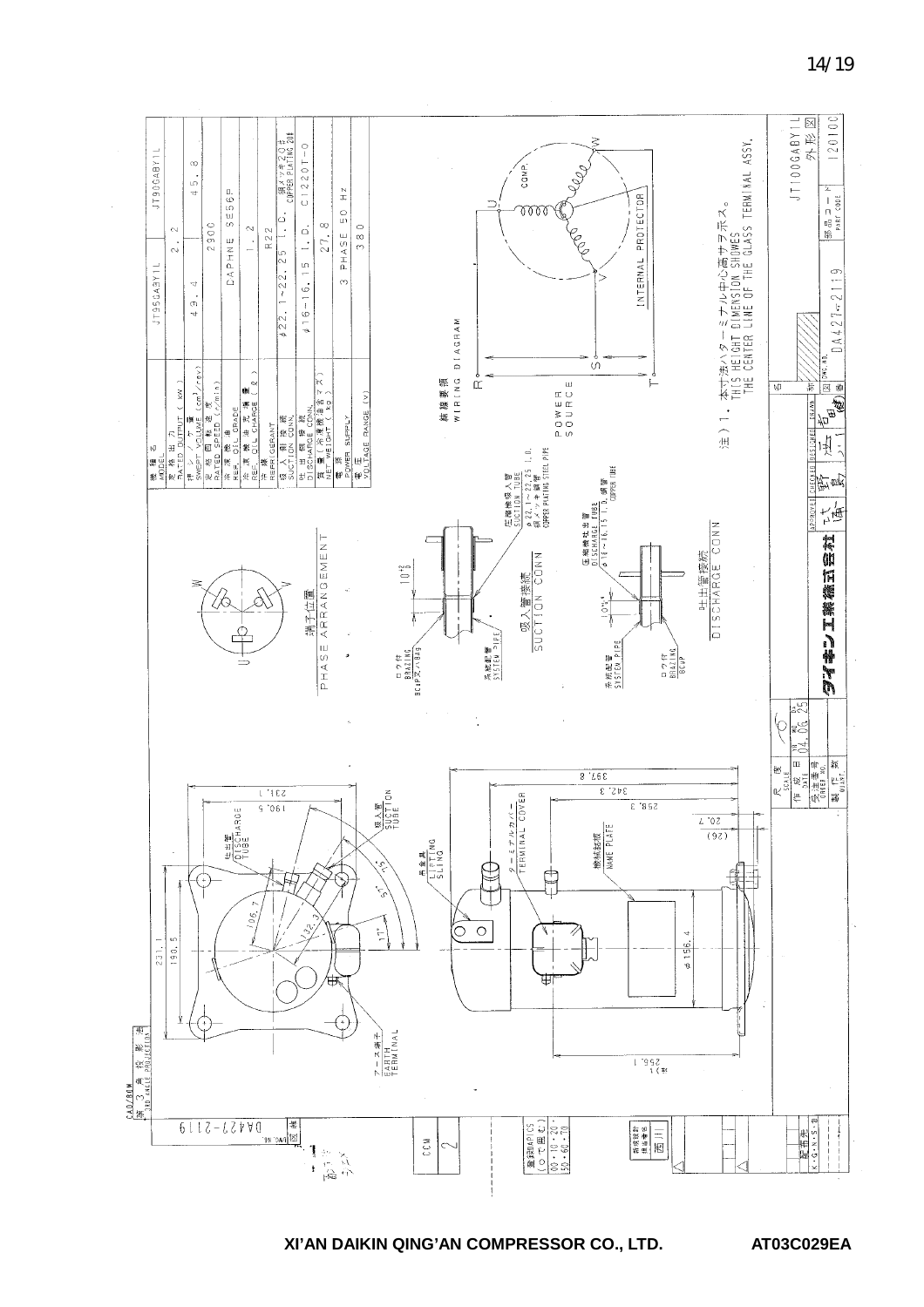| 機種名 MODEL | JT95GABY1L | JT90GABY1L |
|---|---|---|
| 定格出力 RATED OUTPUT (kW) | 2.2 | |
| 排除容量 SWEPT VOLUME (cm³/rev) | 49.4 | 45.8 |
| 定格回転速度 RATED SPEED (r/min) | 2900 | |
| 冷凍機油 REF. OIL GRADE | DAPHNE SE56P | |
| 冷凍機油充填量 REF. OIL CHARGE (ℓ) | 1.2 | |
| 冷媒 REFRIGERANT | R22 | |
| 吸入側接続 SUCTION CONN. | φ22.1~22.25 I.D. | 銅メッキ鋼管 COPPER PLATING 20# |
| 吐出側接続 DISCHARGE CONN. | φ16~16.15 I.D. | C1220T-O |
| 質量(冷凍機油含ます) NET WEIGHT (kg) | 27.8 | |
| 電源 POWER SUPPLY | 3 PHASE 50 Hz | |
| 電圧 VOLTAGE RANGE (V) | 380 | |

端子位置 PHASE ARRANGEMENT

結線要領 WIRING DIAGRAM

POWER SOURCE: R, S, T — COMP. U, V, W — INTERNAL PROTECTOR

吸入管接続 SUCTION CONN.
- 圧縮機吸入管 SUCTION TUBE φ22.1~22.25 I.D. 銅メッキ鋼管 COPPER PLATING STEEL PIPE
- 系統配管 SYSTEM PIPE
- ロウ付 BRAZING BCuP又ハBAg

吐出管接続 DISCHARGE CONN.
- 圧縮機吐出管 DISCHARGE TUBE φ16~16.15 I.D. 銅管 COPPER TUBE
- 系統配管 SYSTEM PIPE
- ロウ付 BRAZING BCuP

吐出管 DISCHARGE TUBE
吸入管 SUCTION TUBE
アース端子 EARTH TERMINAL
吊金具 LIFTING SLING
ターミナルカバー TERMINAL COVER
機械銘板 NAME PLATE

Dimensions: 231.1, 190.5, 106.7, 132.3, 45°, 57°, 17°, 397.8, 342.3, 258.3, 20.7, (26), φ156.4, 256.1, 10 +2/0, 10 +2/0

注）1. 本寸法ハターミナル中心高サヲ示ス。
THIS HEIGHT DIMENSION SHOWES THE CENTER LINE OF THE GLASS TERMINAL ASSY.

| 尺度 SCALE | | 作成日 DATE | 04.06.25 |
|---|---|---|---|
| 受注番号 ORDER NO. | | 製作数 QUANT. | |

ダイキン工業株式会社

| APPROVED | CHECKED | DESIGNED | DRAWN | 名称 |
|---|---|---|---|---|
| | | | | JT100GABY1L 外形図 |

図番 DWG.NO. DA427-2119 — 部品コード PART CODE 120100

第3角投影法 3RD ANGLE PROJECTION — CAD/BOM

DA427-2119

CCM 2

XI'AN DAIKIN QING'AN COMPRESSOR CO., LTD. AT03C029EA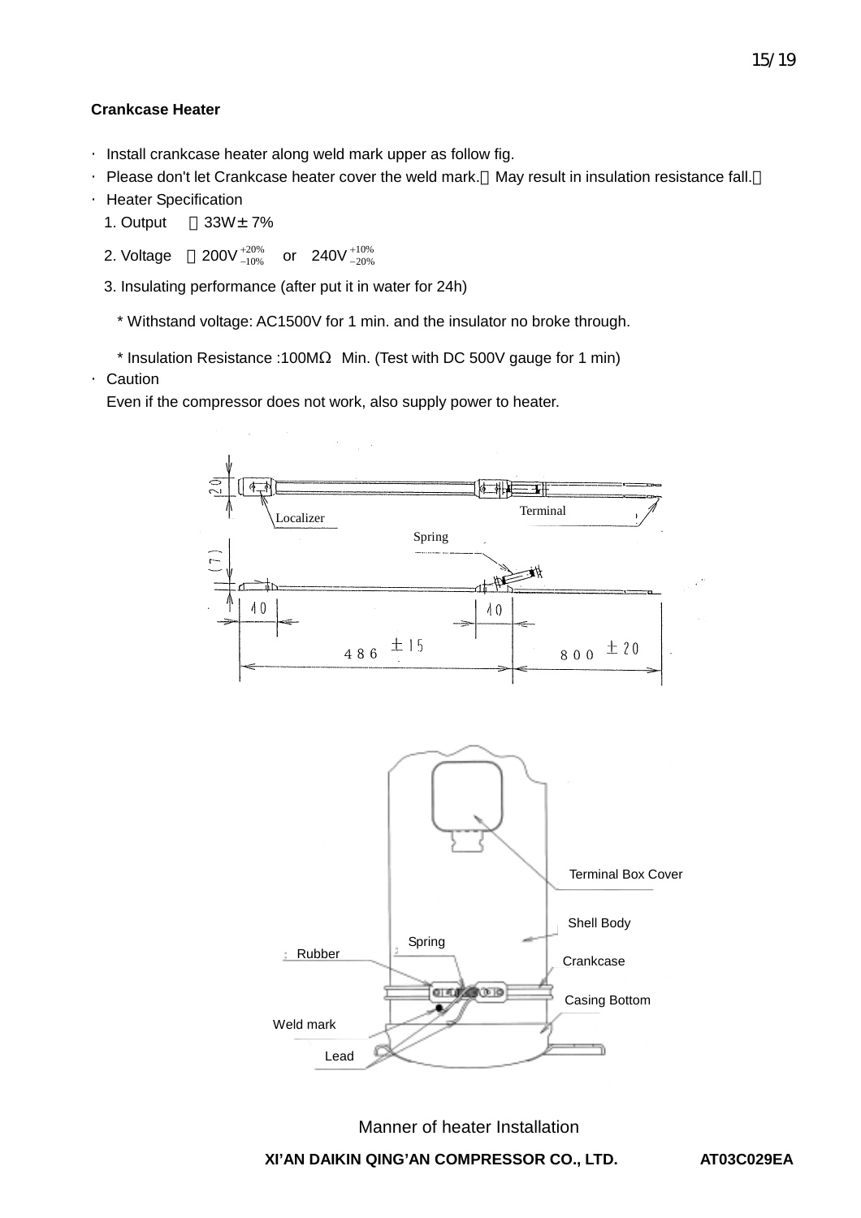**Crankcase Heater**

- Install crankcase heater along weld mark upper as follow fig.
- Please don't let Crankcase heater cover the weld mark.（May result in insulation resistance fall.）
- Heater Specification
  1. Output　：33W± 7%
  2. Voltage　：$200V^{+20\%}_{-10\%}$　or　$240V^{+10\%}_{-20\%}$
  3. Insulating performance (after put it in water for 24h)
     * Withstand voltage: AC1500V for 1 min. and the insulator no broke through.
     * Insulation Resistance :100MΩ　Min. (Test with DC 500V gauge for 1 min)
- Caution
  Even if the compressor does not work, also supply power to heater.

Localizer　Terminal　Spring

(20)　(7)　40　40　486 ±15　800 ±20

Terminal Box Cover　Shell Body　Spring　Rubber　Crankcase　Casing Bottom　Weld mark　Lead

Manner of heater Installation

**XI'AN DAIKIN QING'AN COMPRESSOR CO., LTD.　　AT03C029EA**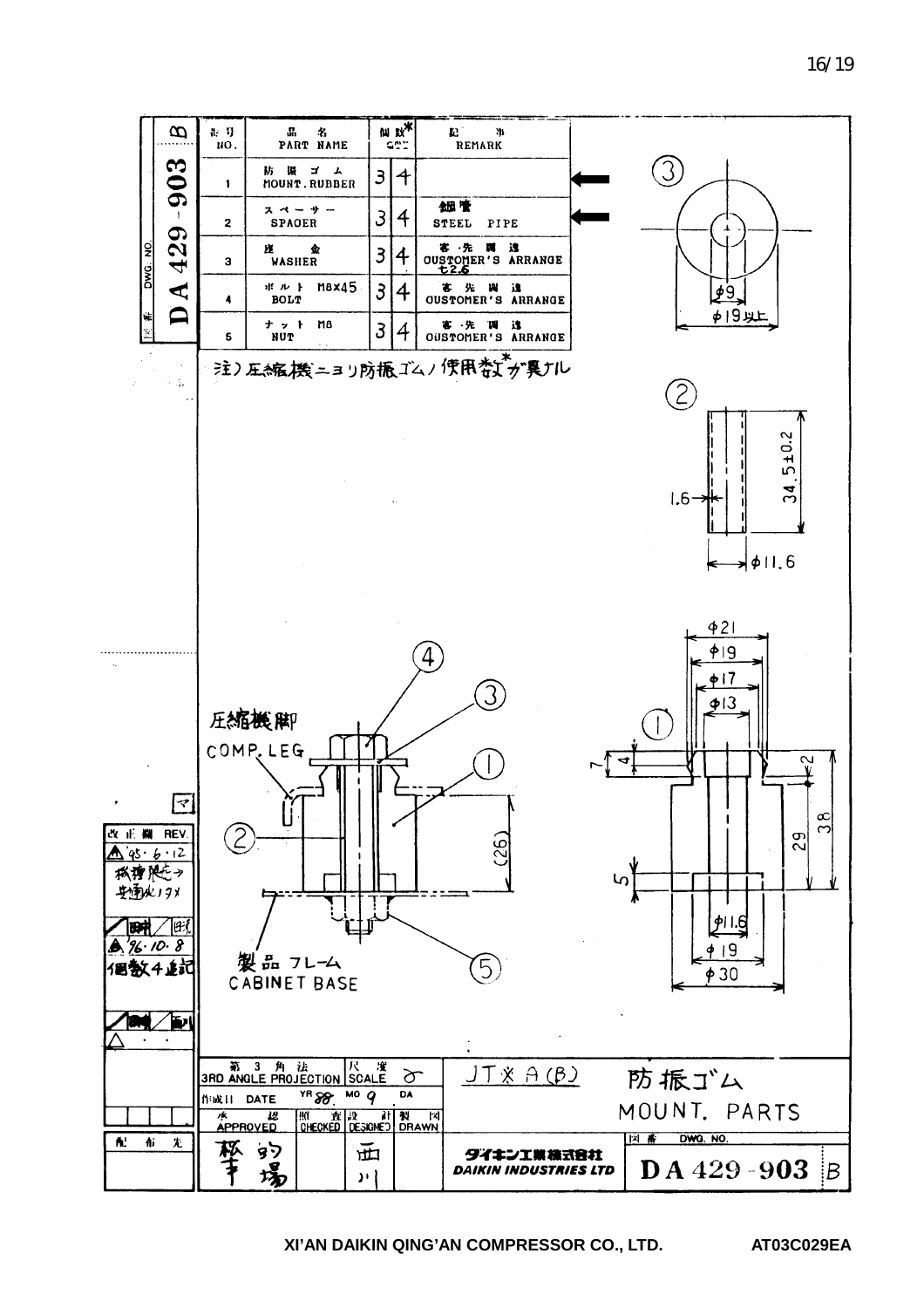| 記号 NO. | 品名 PART NAME | 個数* Q'TY | | 記事 REMARK |
|---|---|---|---|---|
| 1 | 防振ゴム MOUNT. RUBBER | 3 | 4 | |
| 2 | スペーサー SPACER | 3 | 4 | 鋼管 STEEL PIPE |
| 3 | 座金 WASHER | 3 | 4 | 客先調達 CUSTOMER'S ARRANGE t2.6 |
| 4 | ボルト M8x45 BOLT | 3 | 4 | 客先調達 CUSTOMER'S ARRANGE |
| 5 | ナット M8 NUT | 3 | 4 | 客先調達 CUSTOMER'S ARRANGE |

注）圧縮機ニヨリ防振ゴムノ使用数*ガ異ナル

③ φ9, φ19以上

② 34.5±0.2, 1.6, φ11.6

① φ21, φ19, φ17, φ13, 7, 4, 2, 29, 38, 5, φ11.6, φ19, φ30

圧縮機脚 COMP. LEG

製品フレーム CABINET BASE

(26)

| 改正欄 REV. |
|---|
| △ '95·6·12 検査規定→共通化ノタメ |
| ▲ '96·10·8 個数4追記 |

| 第3角法 3RD ANGLE PROJECTION | 尺度 SCALE | | JT※A(B) | 防振ゴム MOUNT. PARTS |
|---|---|---|---|---|
| 作成日 DATE | YR 88. MO 9 | DA | | |
| 承認 APPROVED | 照査 CHECKED | 設計 DESIGNED | 製図 DRAWN | ダイキン工業株式会社 DAIKIN INDUSTRIES LTD |
| | | | | 図番 DWG. NO. DA 429-903 B |

図番 DWG. NO. DA 429-903 B

XI'AN DAIKIN QING'AN COMPRESSOR CO., LTD. AT03C029EA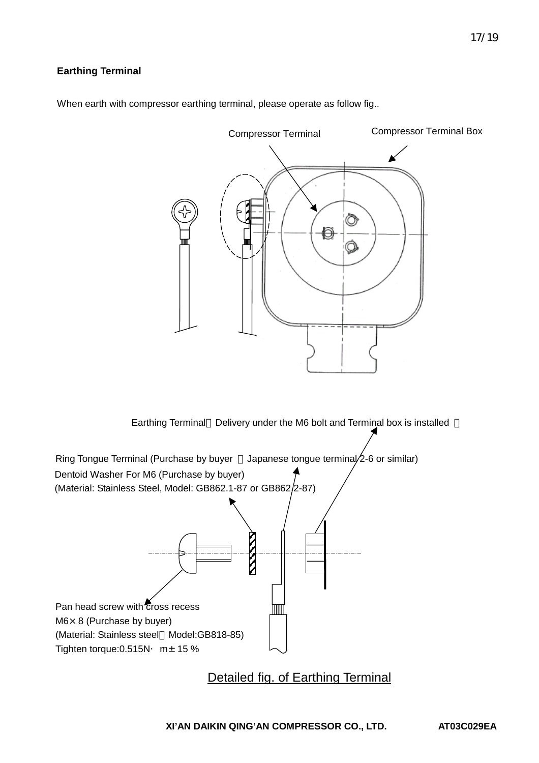**Earthing Terminal**

When earth with compressor earthing terminal, please operate as follow fig..

Compressor Terminal

Compressor Terminal Box

Earthing Terminal（Delivery under the M6 bolt and Terminal box is installed ）

Ring Tongue Terminal (Purchase by buyer （Japanese tongue terminal 2-6 or similar)

Dentoid Washer For M6 (Purchase by buyer)
(Material: Stainless Steel, Model: GB862.1-87 or GB862.2-87)

Pan head screw with cross recess
M6× 8 (Purchase by buyer)
(Material: Stainless steel，Model:GB818-85)
Tighten torque:0.515N· m± 15 %

Detailed fig. of Earthing Terminal

XI'AN DAIKIN QING'AN COMPRESSOR CO., LTD. AT03C029EA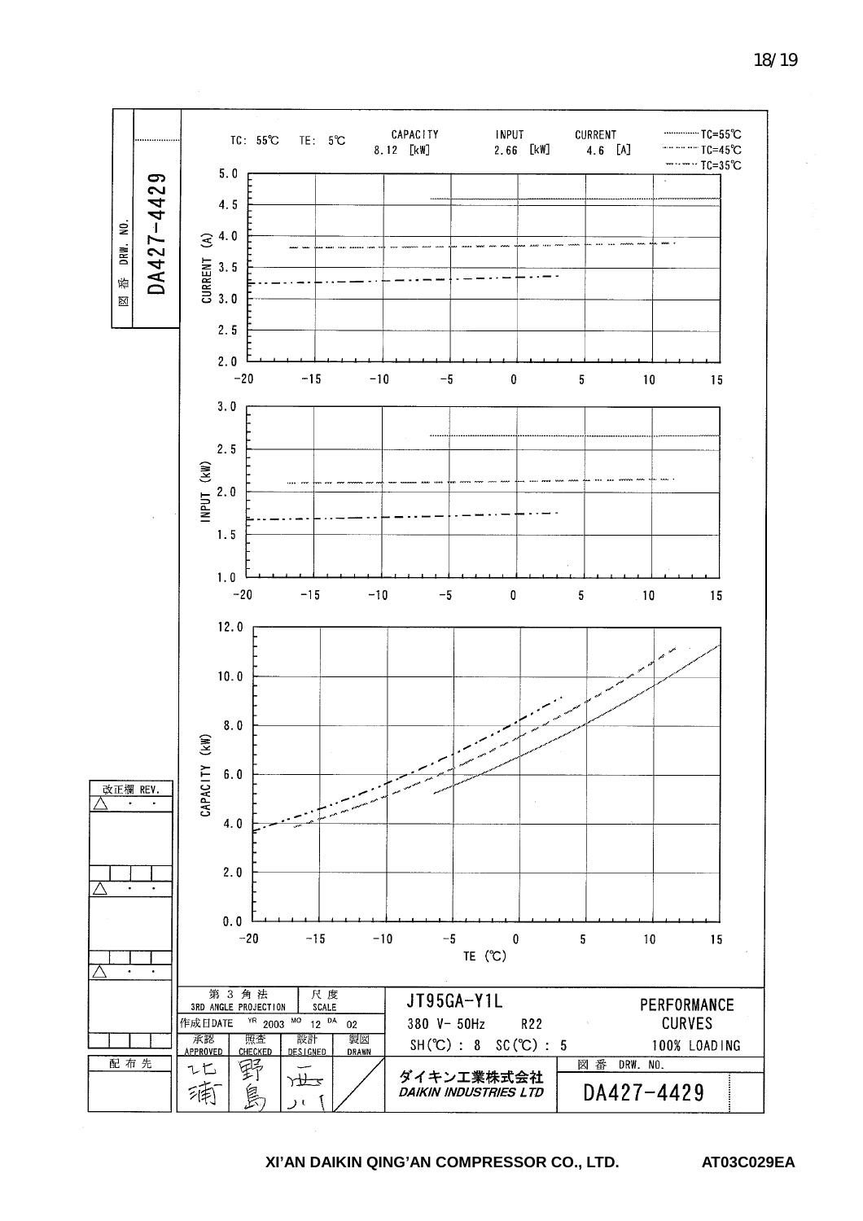図 番 DRW. NO. DA427-4429

TC: 55℃ TE: 5℃ | CAPACITY 8.12 [kW] | INPUT 2.66 [kW] | CURRENT 4.6 [A]

··········· TC=55℃
-·-·-·-· TC=45℃
-··-··-·· TC=35℃

CURRENT (A): 2.0 – 5.0

INPUT (kW): 1.0 – 3.0

CAPACITY (kW): 0.0 – 12.0

TE (℃): −20 −15 −10 −5 0 5 10 15

改正欄 REV.

| 第 3 角 法 3RD ANGLE PROJECTION | 尺 度 SCALE | JT95GA-Y1L | PERFORMANCE CURVES |
|---|---|---|---|
| 作成日DATE YR 2003 MO 12 DA 02 | | 380 V- 50Hz R22 | |
| 承認 APPROVED / 照査 CHECKED / 設計 DESIGNED / 製図 DRAWN | | SH(℃) : 8 SC(℃) : 5 | 100% LOADING |
| | | ダイキン工業株式会社 *DAIKIN INDUSTRIES LTD* | 図 番 DRW. NO. DA427-4429 |

配 布 先

XI'AN DAIKIN QING'AN COMPRESSOR CO., LTD. AT03C029EA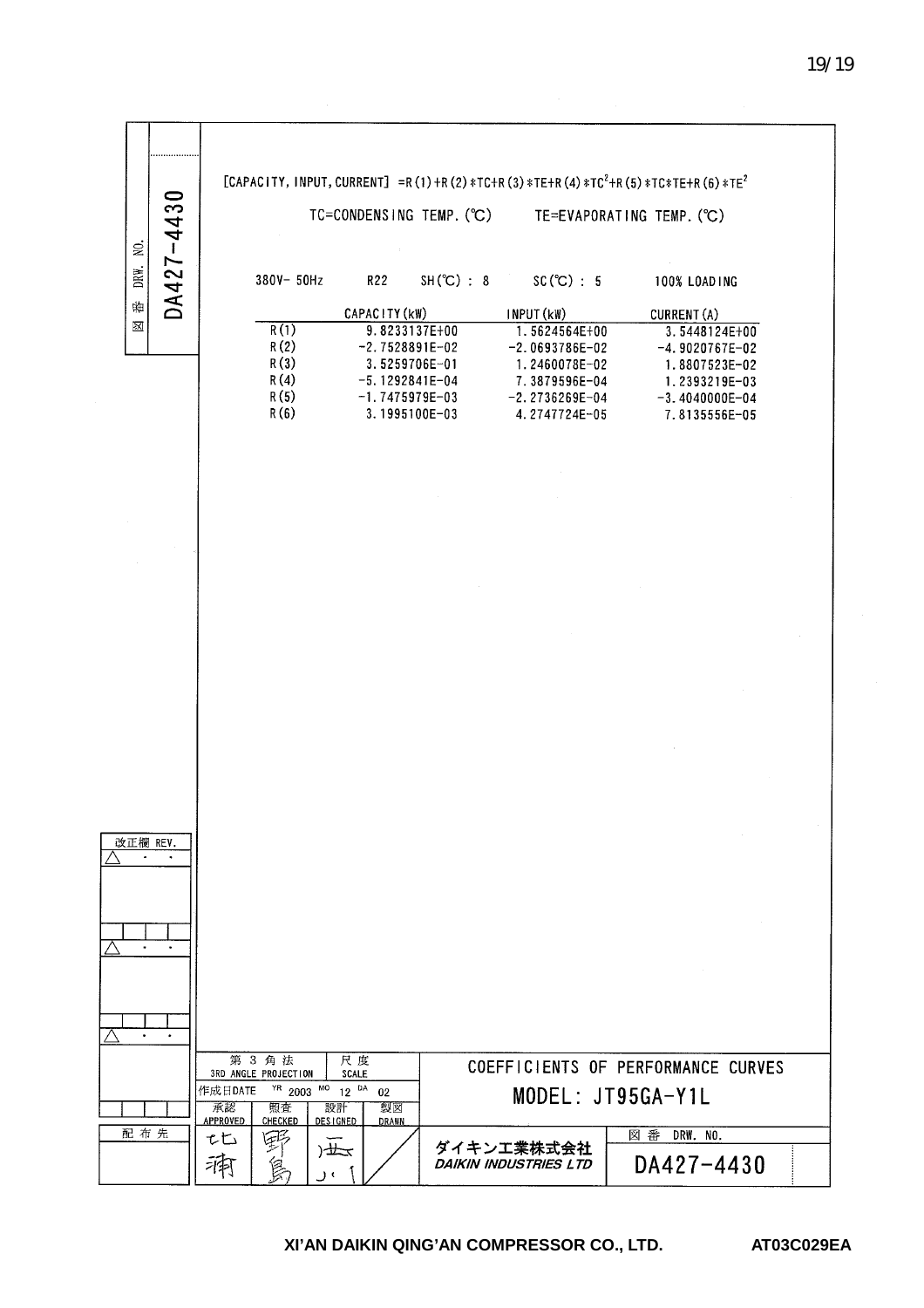[CAPACITY, INPUT, CURRENT] $=R(1)+R(2)*TC+R(3)*TE+R(4)*TC^2+R(5)*TC*TE+R(6)*TE^2$

TC=CONDENSING TEMP.(℃)　　TE=EVAPORATING TEMP.(℃)

380V- 50Hz　　R22　　SH(℃) : 8　　SC(℃) : 5　　100% LOADING

| | CAPACITY(kW) | INPUT(kW) | CURRENT(A) |
|---|---|---|---|
| R(1) | 9.8233137E+00 | 1.5624564E+00 | 3.5448124E+00 |
| R(2) | -2.7528891E-02 | -2.0693786E-02 | -4.9020767E-02 |
| R(3) | 3.5259706E-01 | 1.2460078E-02 | 1.8807523E-02 |
| R(4) | -5.1292841E-04 | 7.3879596E-04 | 1.2393219E-03 |
| R(5) | -1.7475979E-03 | -2.2736269E-04 | -3.4040000E-04 |
| R(6) | 3.1995100E-03 | 4.2747724E-05 | 7.8135556E-05 |

| | | | | |
|---|---|---|---|---|
| 第 3 角 法 3RD ANGLE PROJECTION | 尺 度 SCALE | | COEFFICIENTS OF PERFORMANCE CURVES | |
| 作成日DATE | YR 2003 MO 12 DA 02 | | MODEL: JT95GA-Y1L | |
| 承認 APPROVED | 照査 CHECKED | 設計 DESIGNED | 製図 DRAWN | 図 番 DRW. NO. |
| 北浦 | 野島 | 西川 | | ダイキン工業株式会社 DAIKIN INDUSTRIES LTD — DA427-4430 |

図 番 DRW. NO. DA427-4430

改正欄 REV.

配 布 先

XI'AN DAIKIN QING'AN COMPRESSOR CO., LTD.　　AT03C029EA